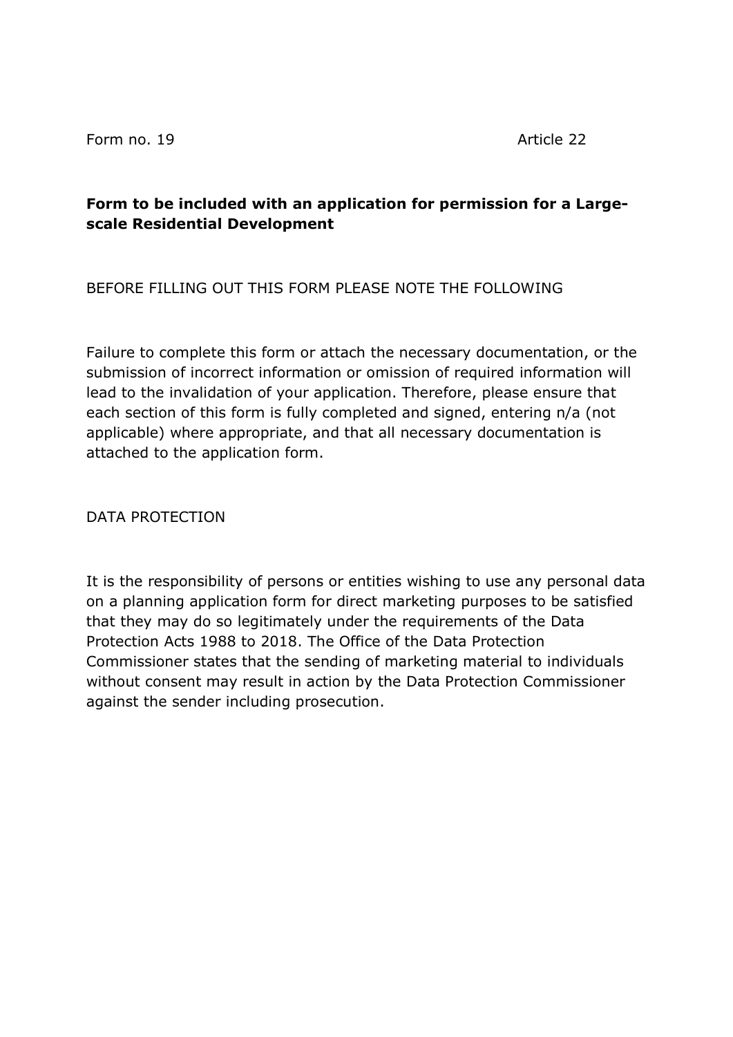Form no. 19 Article 22

**Form to be included with an application for permission for a Large-scale Residential Development**

BEFORE FILLING OUT THIS FORM PLEASE NOTE THE FOLLOWING

Failure to complete this form or attach the necessary documentation, or the submission of incorrect information or omission of required information will lead to the invalidation of your application. Therefore, please ensure that each section of this form is fully completed and signed, entering n/a (not applicable) where appropriate, and that all necessary documentation is attached to the application form.

DATA PROTECTION

It is the responsibility of persons or entities wishing to use any personal data on a planning application form for direct marketing purposes to be satisfied that they may do so legitimately under the requirements of the Data Protection Acts 1988 to 2018. The Office of the Data Protection Commissioner states that the sending of marketing material to individuals without consent may result in action by the Data Protection Commissioner against the sender including prosecution.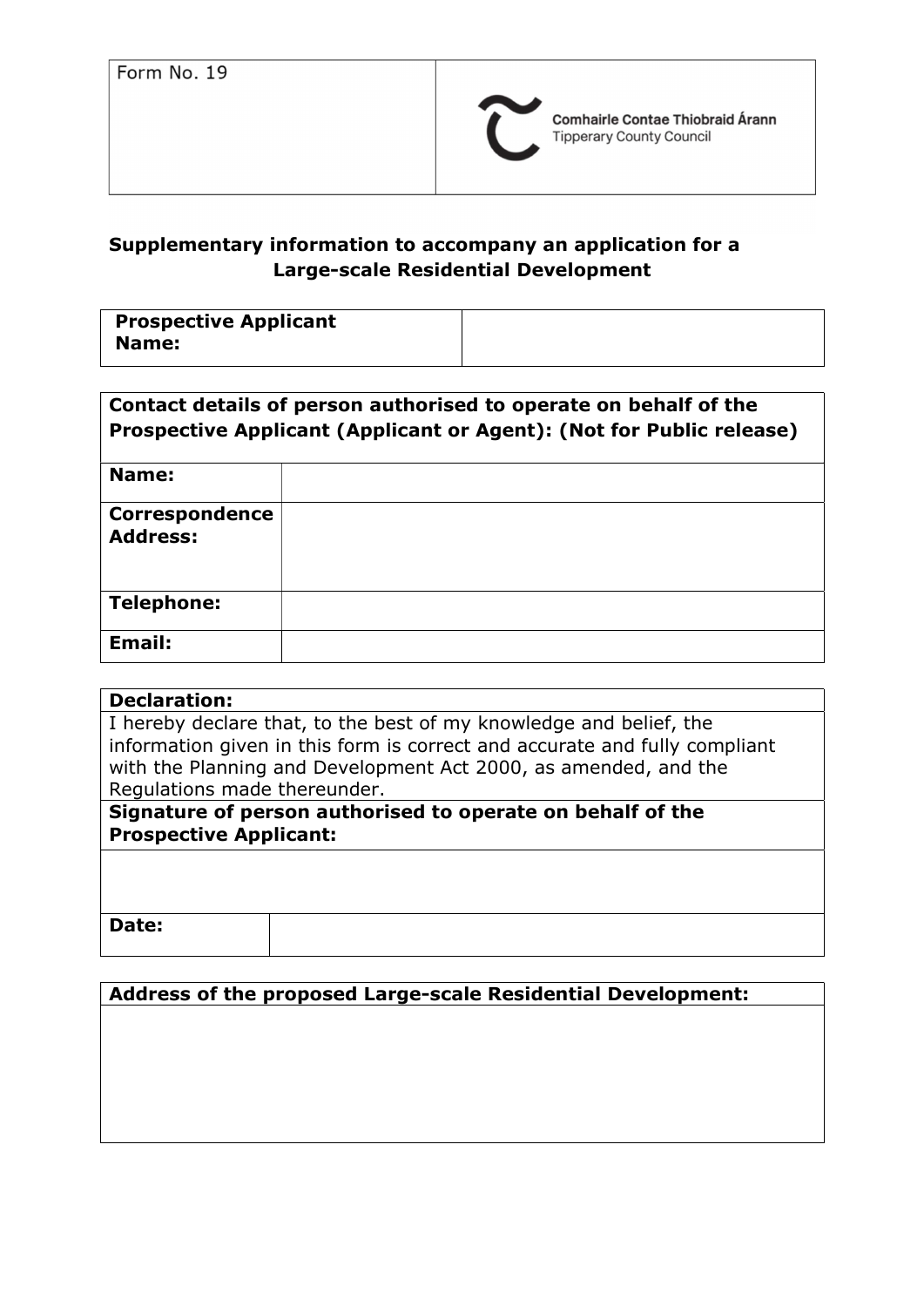| Form No. 19 | Comhairle Contae Thiobraid Árann<br>Tipperary County Council |
|---|---|

**Supplementary information to accompany an application for a Large-scale Residential Development**

| **Prospective Applicant Name:** | |
|---|---|

| **Contact details of person authorised to operate on behalf of the Prospective Applicant (Applicant or Agent): (Not for Public release)** | |
|---|---|
| **Name:** | |
| **Correspondence Address:** | |
| **Telephone:** | |
| **Email:** | |

| **Declaration:** | |
|---|---|
| I hereby declare that, to the best of my knowledge and belief, the information given in this form is correct and accurate and fully compliant with the Planning and Development Act 2000, as amended, and the Regulations made thereunder. | |
| **Signature of person authorised to operate on behalf of the Prospective Applicant:** | |
| | |
| **Date:** | |

| **Address of the proposed Large-scale Residential Development:** |
|---|
| |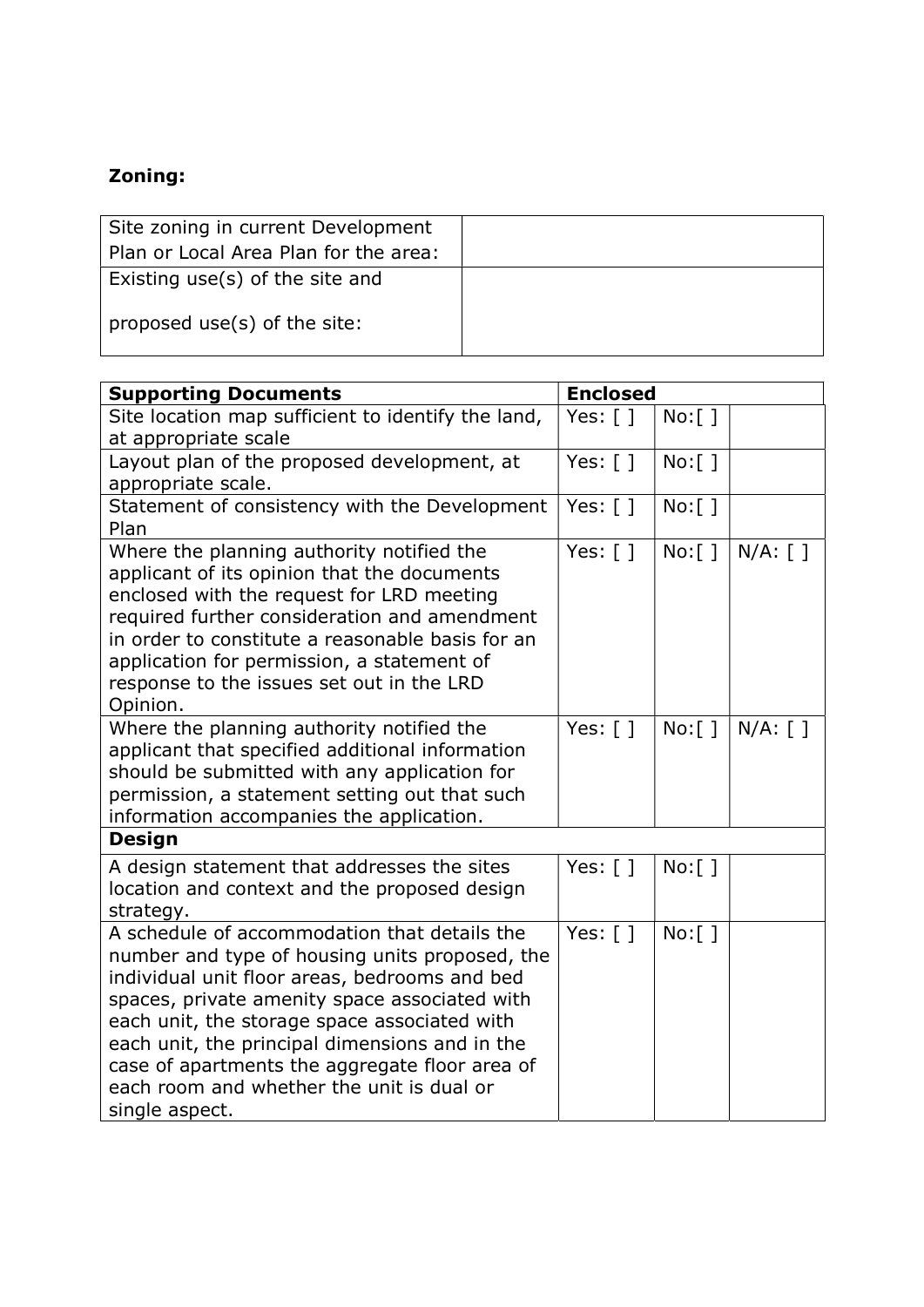**Zoning:**

| Site zoning in current Development Plan or Local Area Plan for the area: | |
|---|---|
| Existing use(s) of the site and<br><br>proposed use(s) of the site: | |

| **Supporting Documents** | **Enclosed** | | |
|---|---|---|---|
| Site location map sufficient to identify the land, at appropriate scale | Yes: [ ] | No:[ ] | |
| Layout plan of the proposed development, at appropriate scale. | Yes: [ ] | No:[ ] | |
| Statement of consistency with the Development Plan | Yes: [ ] | No:[ ] | |
| Where the planning authority notified the applicant of its opinion that the documents enclosed with the request for LRD meeting required further consideration and amendment in order to constitute a reasonable basis for an application for permission, a statement of response to the issues set out in the LRD Opinion. | Yes: [ ] | No:[ ] | N/A: [ ] |
| Where the planning authority notified the applicant that specified additional information should be submitted with any application for permission, a statement setting out that such information accompanies the application. | Yes: [ ] | No:[ ] | N/A: [ ] |
| **Design** | | | |
| A design statement that addresses the sites location and context and the proposed design strategy. | Yes: [ ] | No:[ ] | |
| A schedule of accommodation that details the number and type of housing units proposed, the individual unit floor areas, bedrooms and bed spaces, private amenity space associated with each unit, the storage space associated with each unit, the principal dimensions and in the case of apartments the aggregate floor area of each room and whether the unit is dual or single aspect. | Yes: [ ] | No:[ ] | |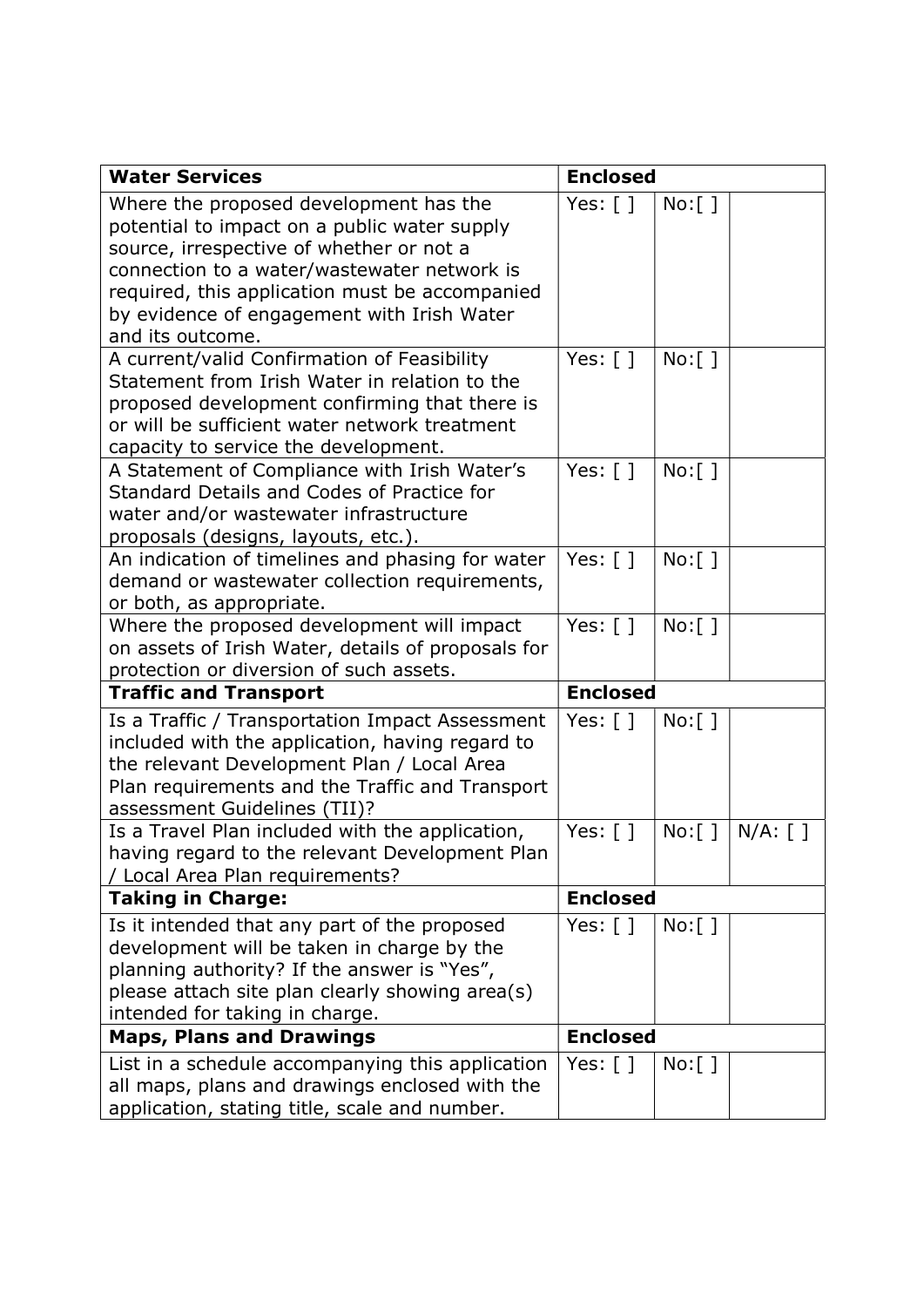| | | | |
|---|---|---|---|
| **Water Services** | **Enclosed** | | |
| Where the proposed development has the potential to impact on a public water supply source, irrespective of whether or not a connection to a water/wastewater network is required, this application must be accompanied by evidence of engagement with Irish Water and its outcome. | Yes: [ ] | No:[ ] | |
| A current/valid Confirmation of Feasibility Statement from Irish Water in relation to the proposed development confirming that there is or will be sufficient water network treatment capacity to service the development. | Yes: [ ] | No:[ ] | |
| A Statement of Compliance with Irish Water's Standard Details and Codes of Practice for water and/or wastewater infrastructure proposals (designs, layouts, etc.). | Yes: [ ] | No:[ ] | |
| An indication of timelines and phasing for water demand or wastewater collection requirements, or both, as appropriate. | Yes: [ ] | No:[ ] | |
| Where the proposed development will impact on assets of Irish Water, details of proposals for protection or diversion of such assets. | Yes: [ ] | No:[ ] | |
| **Traffic and Transport** | **Enclosed** | | |
| Is a Traffic / Transportation Impact Assessment included with the application, having regard to the relevant Development Plan / Local Area Plan requirements and the Traffic and Transport assessment Guidelines (TII)? | Yes: [ ] | No:[ ] | |
| Is a Travel Plan included with the application, having regard to the relevant Development Plan / Local Area Plan requirements? | Yes: [ ] | No:[ ] | N/A: [ ] |
| **Taking in Charge:** | **Enclosed** | | |
| Is it intended that any part of the proposed development will be taken in charge by the planning authority? If the answer is "Yes", please attach site plan clearly showing area(s) intended for taking in charge. | Yes: [ ] | No:[ ] | |
| **Maps, Plans and Drawings** | **Enclosed** | | |
| List in a schedule accompanying this application all maps, plans and drawings enclosed with the application, stating title, scale and number. | Yes: [ ] | No:[ ] | |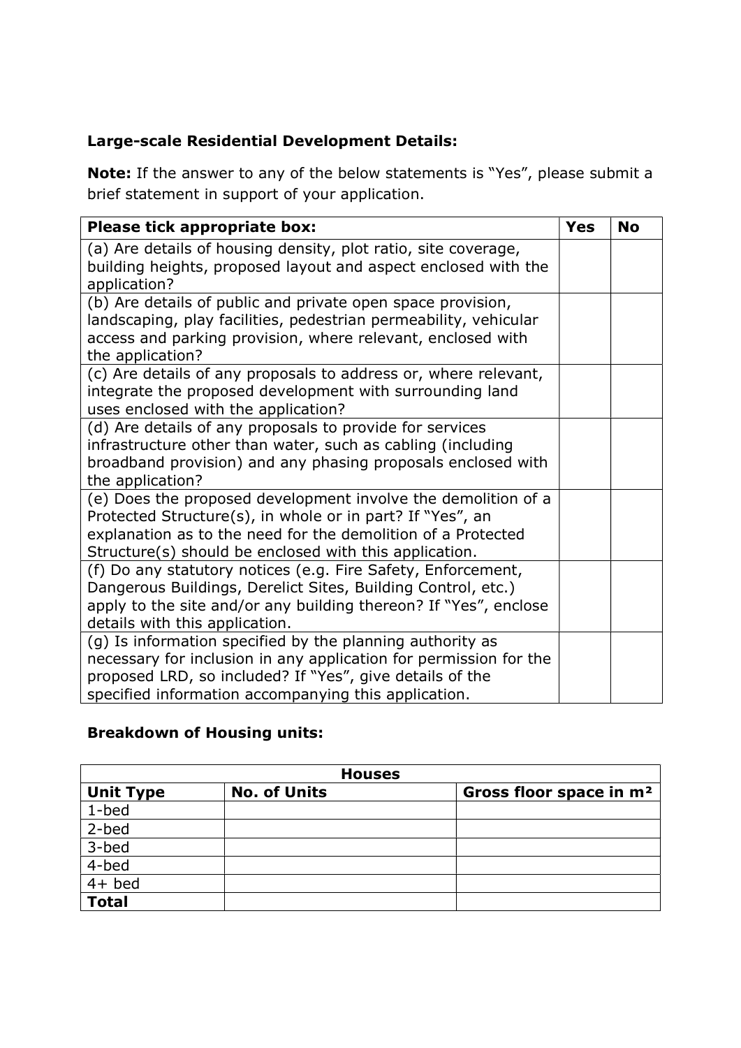**Large-scale Residential Development Details:**

**Note:** If the answer to any of the below statements is "Yes", please submit a brief statement in support of your application.

| Please tick appropriate box: | Yes | No |
|---|---|---|
| (a) Are details of housing density, plot ratio, site coverage, building heights, proposed layout and aspect enclosed with the application? | | |
| (b) Are details of public and private open space provision, landscaping, play facilities, pedestrian permeability, vehicular access and parking provision, where relevant, enclosed with the application? | | |
| (c) Are details of any proposals to address or, where relevant, integrate the proposed development with surrounding land uses enclosed with the application? | | |
| (d) Are details of any proposals to provide for services infrastructure other than water, such as cabling (including broadband provision) and any phasing proposals enclosed with the application? | | |
| (e) Does the proposed development involve the demolition of a Protected Structure(s), in whole or in part? If "Yes", an explanation as to the need for the demolition of a Protected Structure(s) should be enclosed with this application. | | |
| (f) Do any statutory notices (e.g. Fire Safety, Enforcement, Dangerous Buildings, Derelict Sites, Building Control, etc.) apply to the site and/or any building thereon? If "Yes", enclose details with this application. | | |
| (g) Is information specified by the planning authority as necessary for inclusion in any application for permission for the proposed LRD, so included? If "Yes", give details of the specified information accompanying this application. | | |

**Breakdown of Housing units:**

| Houses | | |
|---|---|---|
| **Unit Type** | **No. of Units** | **Gross floor space in m²** |
| 1-bed | | |
| 2-bed | | |
| 3-bed | | |
| 4-bed | | |
| 4+ bed | | |
| **Total** | | |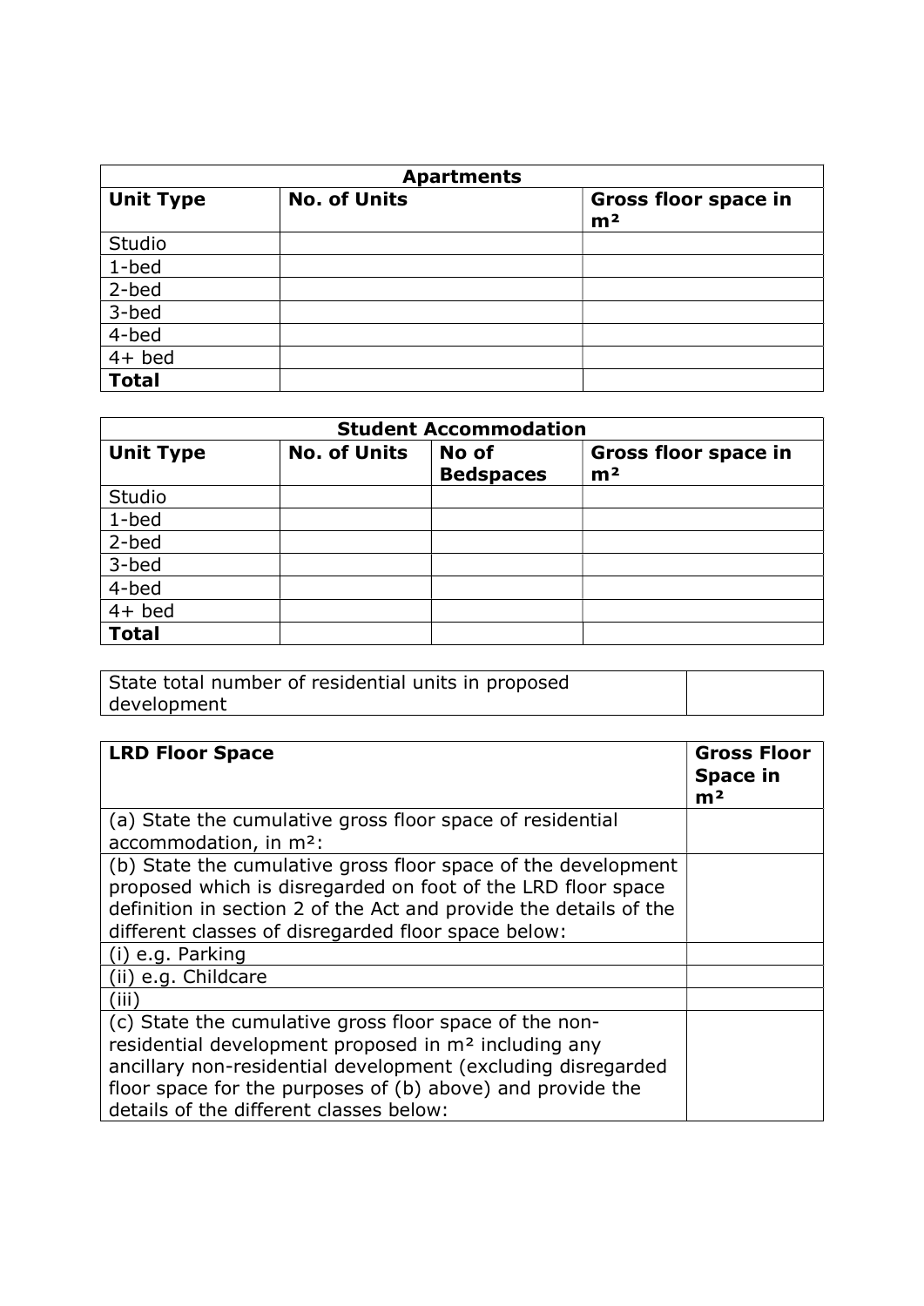| Apartments | | |
|---|---|---|
| **Unit Type** | **No. of Units** | **Gross floor space in m²** |
| Studio | | |
| 1-bed | | |
| 2-bed | | |
| 3-bed | | |
| 4-bed | | |
| 4+ bed | | |
| **Total** | | |

| Student Accommodation | | | |
|---|---|---|---|
| **Unit Type** | **No. of Units** | **No of Bedspaces** | **Gross floor space in m²** |
| Studio | | | |
| 1-bed | | | |
| 2-bed | | | |
| 3-bed | | | |
| 4-bed | | | |
| 4+ bed | | | |
| **Total** | | | |

| | |
|---|---|
| State total number of residential units in proposed development | |

| **LRD Floor Space** | **Gross Floor Space in m²** |
|---|---|
| (a) State the cumulative gross floor space of residential accommodation, in m²: | |
| (b) State the cumulative gross floor space of the development proposed which is disregarded on foot of the LRD floor space definition in section 2 of the Act and provide the details of the different classes of disregarded floor space below: | |
| (i) e.g. Parking | |
| (ii) e.g. Childcare | |
| (iii) | |
| (c) State the cumulative gross floor space of the non-residential development proposed in m² including any ancillary non-residential development (excluding disregarded floor space for the purposes of (b) above) and provide the details of the different classes below: | |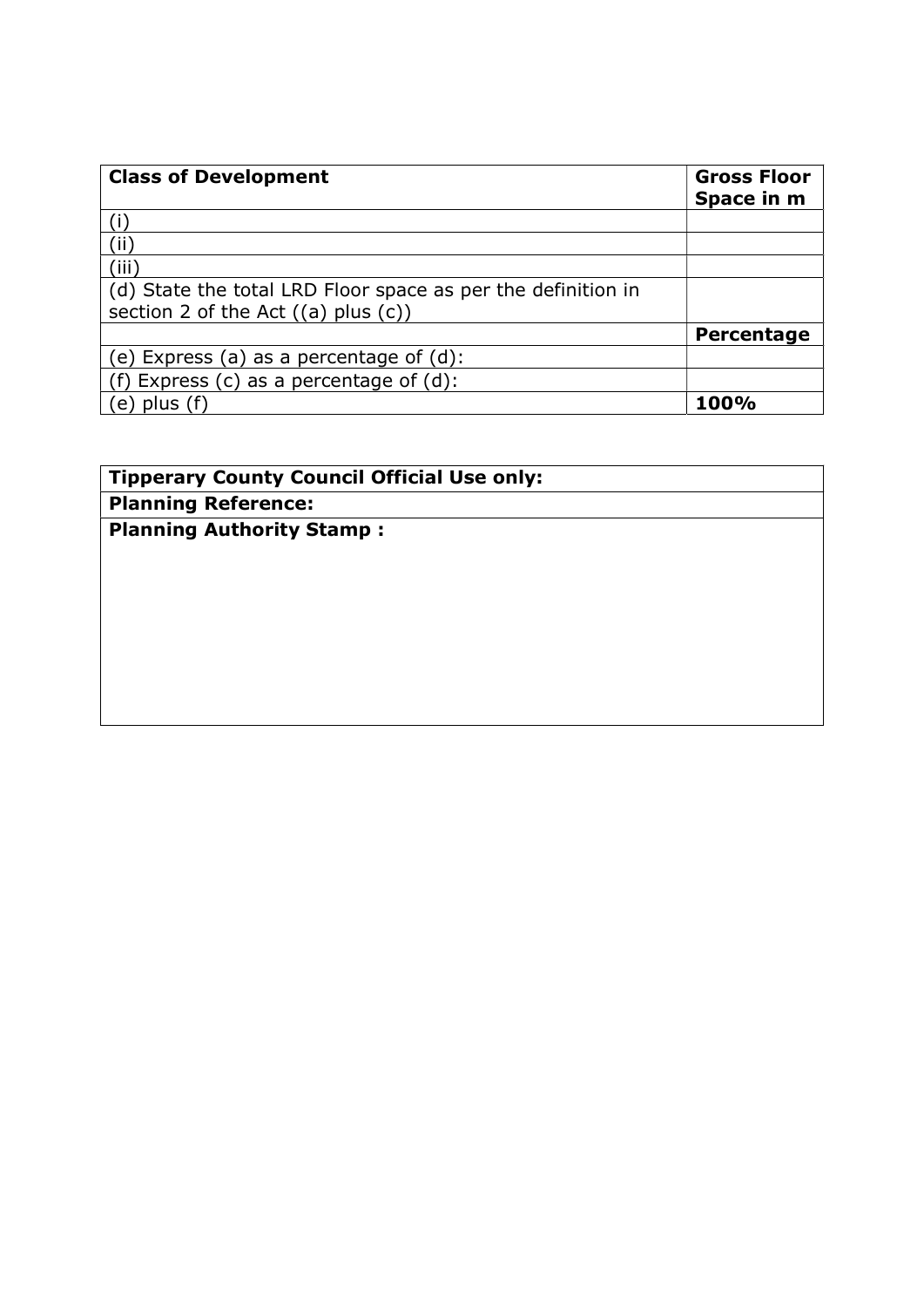| **Class of Development** | **Gross Floor Space in m** |
| --- | --- |
| (i) | |
| (ii) | |
| (iii) | |
| (d) State the total LRD Floor space as per the definition in section 2 of the Act ((a) plus (c)) | |
| | **Percentage** |
| (e) Express (a) as a percentage of (d): | |
| (f) Express (c) as a percentage of (d): | |
| (e) plus (f) | **100%** |

| **Tipperary County Council Official Use only:** |
| --- |
| **Planning Reference:** |
| **Planning Authority Stamp :** |